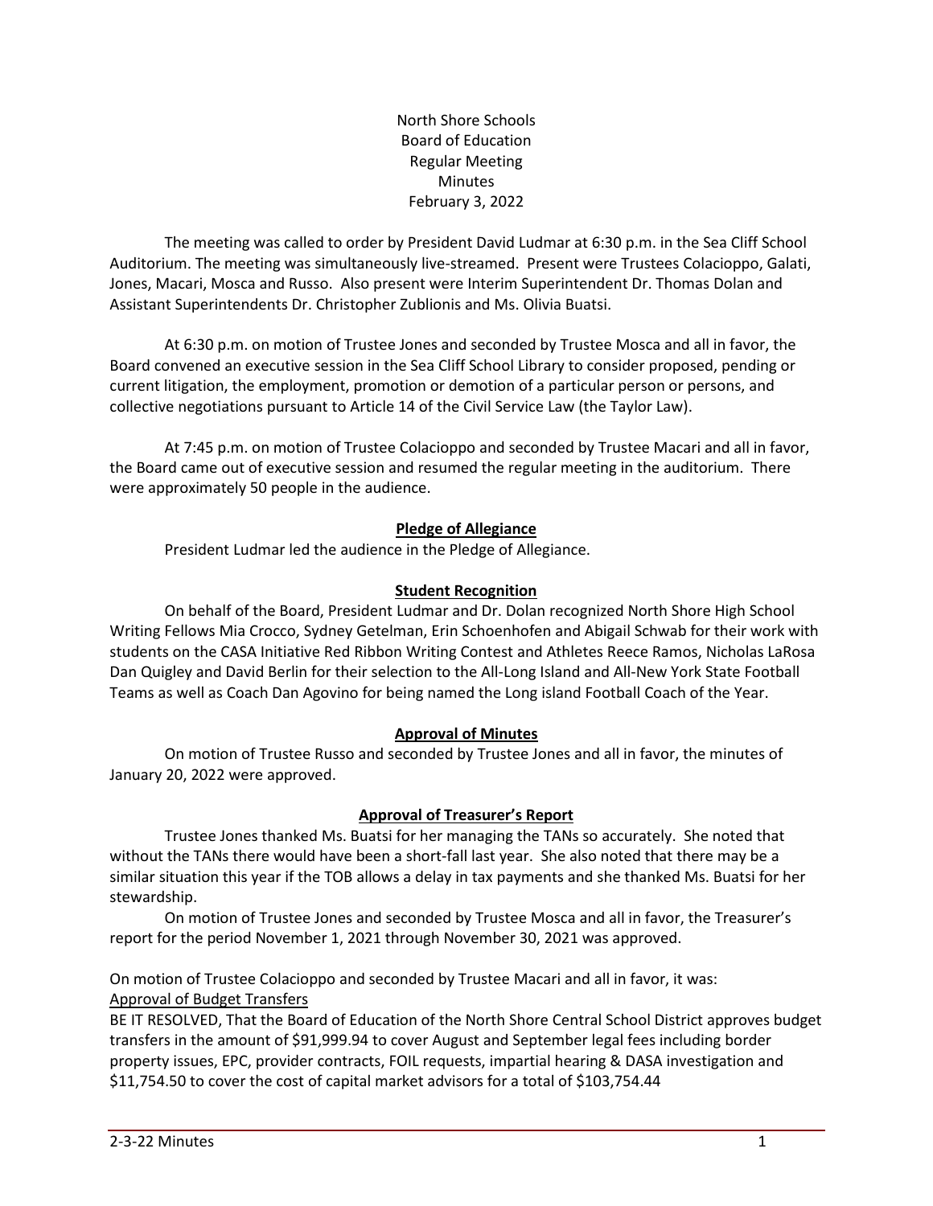North Shore Schools
Board of Education
Regular Meeting
Minutes
February 3, 2022

The meeting was called to order by President David Ludmar at 6:30 p.m. in the Sea Cliff School Auditorium. The meeting was simultaneously live-streamed. Present were Trustees Colacioppo, Galati, Jones, Macari, Mosca and Russo. Also present were Interim Superintendent Dr. Thomas Dolan and Assistant Superintendents Dr. Christopher Zublionis and Ms. Olivia Buatsi.

At 6:30 p.m. on motion of Trustee Jones and seconded by Trustee Mosca and all in favor, the Board convened an executive session in the Sea Cliff School Library to consider proposed, pending or current litigation, the employment, promotion or demotion of a particular person or persons, and collective negotiations pursuant to Article 14 of the Civil Service Law (the Taylor Law).

At 7:45 p.m. on motion of Trustee Colacioppo and seconded by Trustee Macari and all in favor, the Board came out of executive session and resumed the regular meeting in the auditorium. There were approximately 50 people in the audience.

**Pledge of Allegiance**

President Ludmar led the audience in the Pledge of Allegiance.

**Student Recognition**

On behalf of the Board, President Ludmar and Dr. Dolan recognized North Shore High School Writing Fellows Mia Crocco, Sydney Getelman, Erin Schoenhofen and Abigail Schwab for their work with students on the CASA Initiative Red Ribbon Writing Contest and Athletes Reece Ramos, Nicholas LaRosa Dan Quigley and David Berlin for their selection to the All-Long Island and All-New York State Football Teams as well as Coach Dan Agovino for being named the Long island Football Coach of the Year.

**Approval of Minutes**

On motion of Trustee Russo and seconded by Trustee Jones and all in favor, the minutes of January 20, 2022 were approved.

**Approval of Treasurer's Report**

Trustee Jones thanked Ms. Buatsi for her managing the TANs so accurately. She noted that without the TANs there would have been a short-fall last year. She also noted that there may be a similar situation this year if the TOB allows a delay in tax payments and she thanked Ms. Buatsi for her stewardship.

On motion of Trustee Jones and seconded by Trustee Mosca and all in favor, the Treasurer's report for the period November 1, 2021 through November 30, 2021 was approved.

On motion of Trustee Colacioppo and seconded by Trustee Macari and all in favor, it was:

Approval of Budget Transfers

BE IT RESOLVED, That the Board of Education of the North Shore Central School District approves budget transfers in the amount of $91,999.94 to cover August and September legal fees including border property issues, EPC, provider contracts, FOIL requests, impartial hearing & DASA investigation and $11,754.50 to cover the cost of capital market advisors for a total of $103,754.44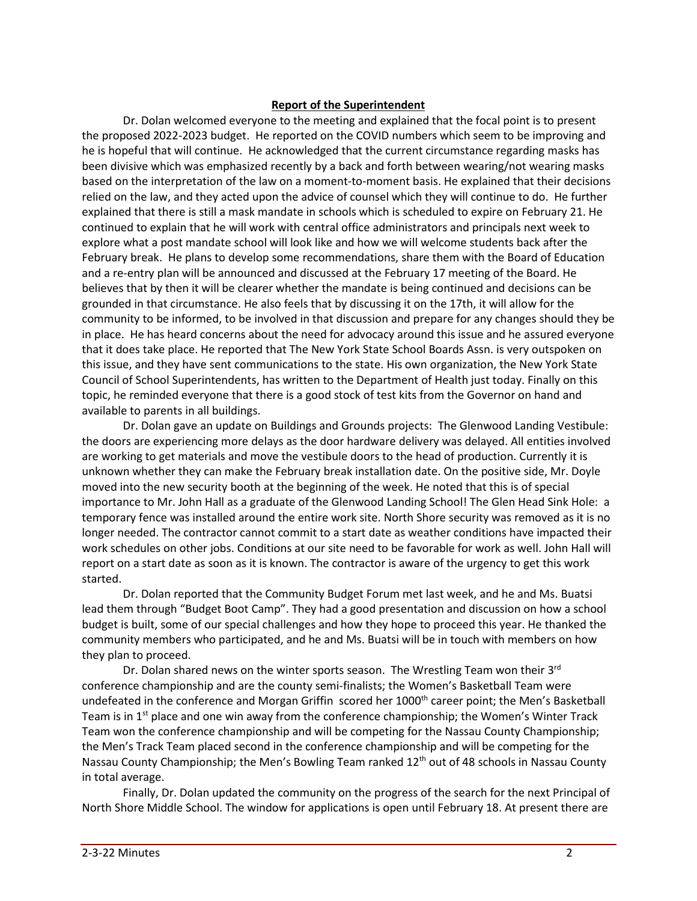## **Report of the Superintendent**

Dr. Dolan welcomed everyone to the meeting and explained that the focal point is to present the proposed 2022-2023 budget. He reported on the COVID numbers which seem to be improving and he is hopeful that will continue. He acknowledged that the current circumstance regarding masks has been divisive which was emphasized recently by a back and forth between wearing/not wearing masks based on the interpretation of the law on a moment-to-moment basis. He explained that their decisions relied on the law, and they acted upon the advice of counsel which they will continue to do. He further explained that there is still a mask mandate in schools which is scheduled to expire on February 21. He continued to explain that he will work with central office administrators and principals next week to explore what a post mandate school will look like and how we will welcome students back after the February break. He plans to develop some recommendations, share them with the Board of Education and a re-entry plan will be announced and discussed at the February 17 meeting of the Board. He believes that by then it will be clearer whether the mandate is being continued and decisions can be grounded in that circumstance. He also feels that by discussing it on the 17th, it will allow for the community to be informed, to be involved in that discussion and prepare for any changes should they be in place. He has heard concerns about the need for advocacy around this issue and he assured everyone that it does take place. He reported that The New York State School Boards Assn. is very outspoken on this issue, and they have sent communications to the state. His own organization, the New York State Council of School Superintendents, has written to the Department of Health just today. Finally on this topic, he reminded everyone that there is a good stock of test kits from the Governor on hand and available to parents in all buildings.

Dr. Dolan gave an update on Buildings and Grounds projects: The Glenwood Landing Vestibule: the doors are experiencing more delays as the door hardware delivery was delayed. All entities involved are working to get materials and move the vestibule doors to the head of production. Currently it is unknown whether they can make the February break installation date. On the positive side, Mr. Doyle moved into the new security booth at the beginning of the week. He noted that this is of special importance to Mr. John Hall as a graduate of the Glenwood Landing School! The Glen Head Sink Hole: a temporary fence was installed around the entire work site. North Shore security was removed as it is no longer needed. The contractor cannot commit to a start date as weather conditions have impacted their work schedules on other jobs. Conditions at our site need to be favorable for work as well. John Hall will report on a start date as soon as it is known. The contractor is aware of the urgency to get this work started.

Dr. Dolan reported that the Community Budget Forum met last week, and he and Ms. Buatsi lead them through "Budget Boot Camp". They had a good presentation and discussion on how a school budget is built, some of our special challenges and how they hope to proceed this year. He thanked the community members who participated, and he and Ms. Buatsi will be in touch with members on how they plan to proceed.

Dr. Dolan shared news on the winter sports season. The Wrestling Team won their 3rd conference championship and are the county semi-finalists; the Women's Basketball Team were undefeated in the conference and Morgan Griffin scored her 1000th career point; the Men's Basketball Team is in 1st place and one win away from the conference championship; the Women's Winter Track Team won the conference championship and will be competing for the Nassau County Championship; the Men's Track Team placed second in the conference championship and will be competing for the Nassau County Championship; the Men's Bowling Team ranked 12th out of 48 schools in Nassau County in total average.

Finally, Dr. Dolan updated the community on the progress of the search for the next Principal of North Shore Middle School. The window for applications is open until February 18. At present there are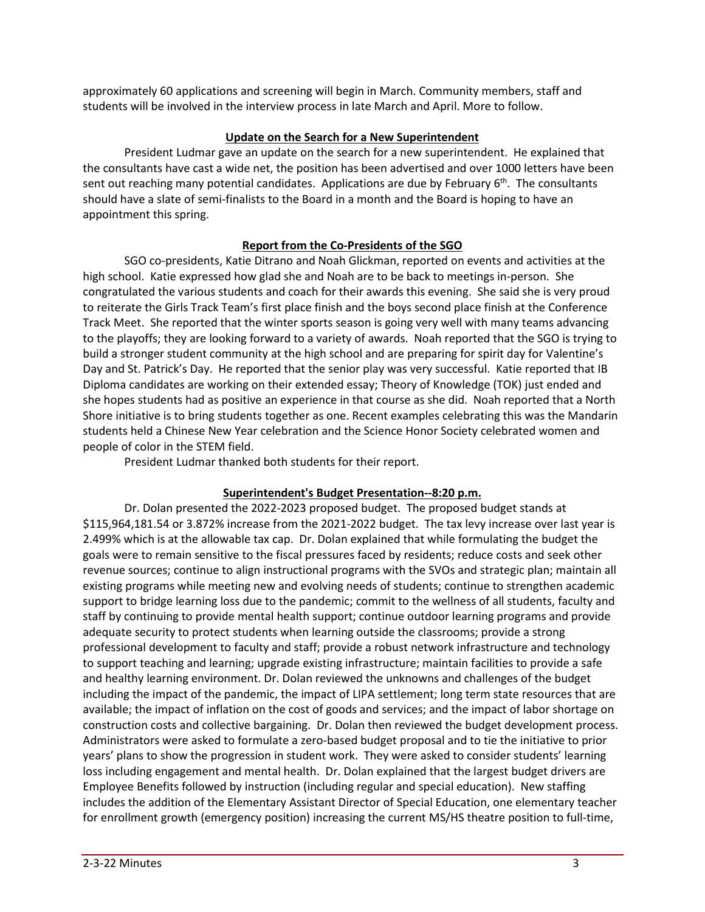approximately 60 applications and screening will begin in March. Community members, staff and students will be involved in the interview process in late March and April. More to follow.

**Update on the Search for a New Superintendent**

President Ludmar gave an update on the search for a new superintendent. He explained that the consultants have cast a wide net, the position has been advertised and over 1000 letters have been sent out reaching many potential candidates. Applications are due by February 6th. The consultants should have a slate of semi-finalists to the Board in a month and the Board is hoping to have an appointment this spring.

**Report from the Co-Presidents of the SGO**

SGO co-presidents, Katie Ditrano and Noah Glickman, reported on events and activities at the high school. Katie expressed how glad she and Noah are to be back to meetings in-person. She congratulated the various students and coach for their awards this evening. She said she is very proud to reiterate the Girls Track Team's first place finish and the boys second place finish at the Conference Track Meet. She reported that the winter sports season is going very well with many teams advancing to the playoffs; they are looking forward to a variety of awards. Noah reported that the SGO is trying to build a stronger student community at the high school and are preparing for spirit day for Valentine's Day and St. Patrick's Day. He reported that the senior play was very successful. Katie reported that IB Diploma candidates are working on their extended essay; Theory of Knowledge (TOK) just ended and she hopes students had as positive an experience in that course as she did. Noah reported that a North Shore initiative is to bring students together as one. Recent examples celebrating this was the Mandarin students held a Chinese New Year celebration and the Science Honor Society celebrated women and people of color in the STEM field.

President Ludmar thanked both students for their report.

**Superintendent's Budget Presentation--8:20 p.m.**

Dr. Dolan presented the 2022-2023 proposed budget. The proposed budget stands at $115,964,181.54 or 3.872% increase from the 2021-2022 budget. The tax levy increase over last year is 2.499% which is at the allowable tax cap. Dr. Dolan explained that while formulating the budget the goals were to remain sensitive to the fiscal pressures faced by residents; reduce costs and seek other revenue sources; continue to align instructional programs with the SVOs and strategic plan; maintain all existing programs while meeting new and evolving needs of students; continue to strengthen academic support to bridge learning loss due to the pandemic; commit to the wellness of all students, faculty and staff by continuing to provide mental health support; continue outdoor learning programs and provide adequate security to protect students when learning outside the classrooms; provide a strong professional development to faculty and staff; provide a robust network infrastructure and technology to support teaching and learning; upgrade existing infrastructure; maintain facilities to provide a safe and healthy learning environment. Dr. Dolan reviewed the unknowns and challenges of the budget including the impact of the pandemic, the impact of LIPA settlement; long term state resources that are available; the impact of inflation on the cost of goods and services; and the impact of labor shortage on construction costs and collective bargaining. Dr. Dolan then reviewed the budget development process. Administrators were asked to formulate a zero-based budget proposal and to tie the initiative to prior years' plans to show the progression in student work. They were asked to consider students' learning loss including engagement and mental health. Dr. Dolan explained that the largest budget drivers are Employee Benefits followed by instruction (including regular and special education). New staffing includes the addition of the Elementary Assistant Director of Special Education, one elementary teacher for enrollment growth (emergency position) increasing the current MS/HS theatre position to full-time,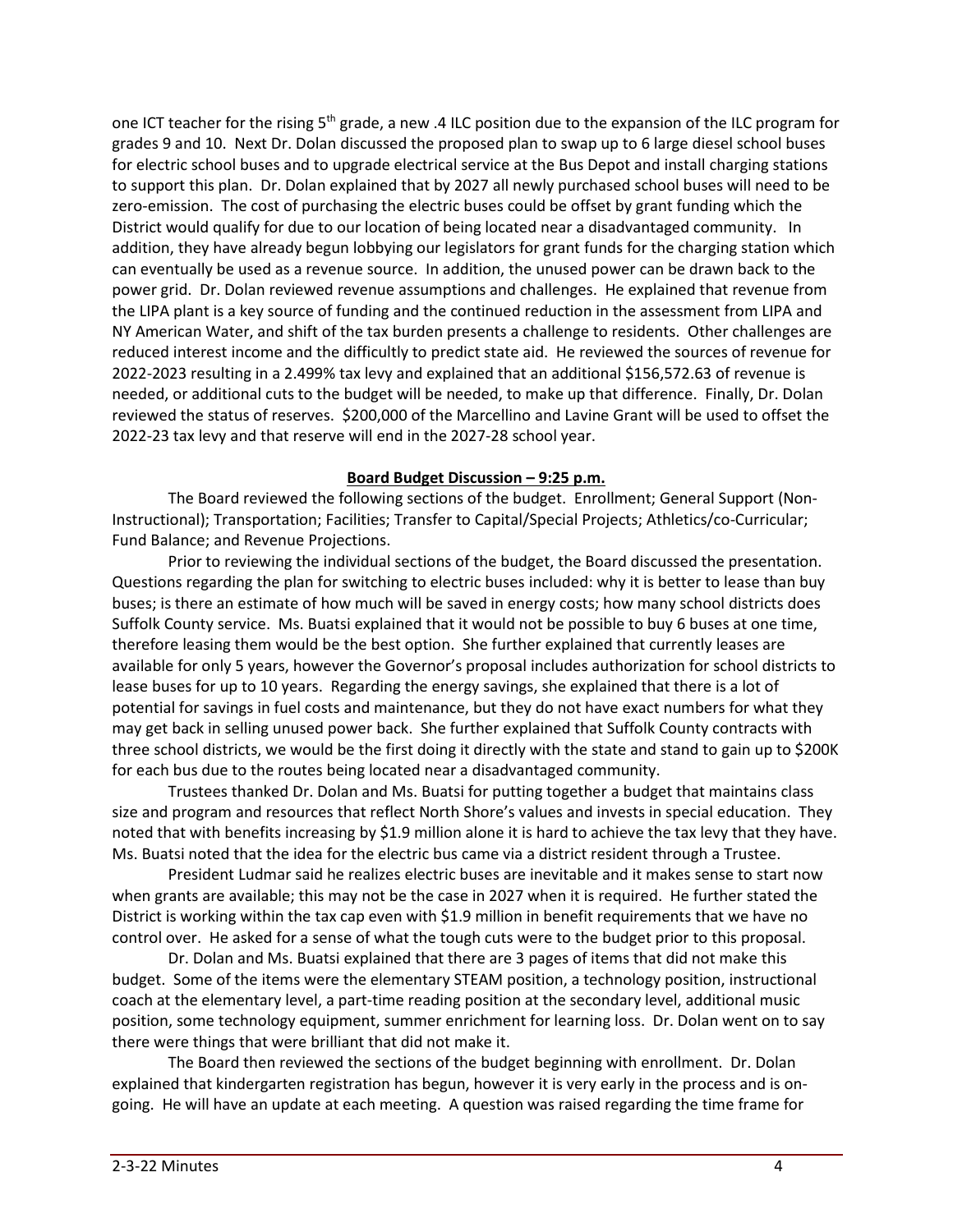one ICT teacher for the rising 5th grade, a new .4 ILC position due to the expansion of the ILC program for grades 9 and 10. Next Dr. Dolan discussed the proposed plan to swap up to 6 large diesel school buses for electric school buses and to upgrade electrical service at the Bus Depot and install charging stations to support this plan. Dr. Dolan explained that by 2027 all newly purchased school buses will need to be zero-emission. The cost of purchasing the electric buses could be offset by grant funding which the District would qualify for due to our location of being located near a disadvantaged community. In addition, they have already begun lobbying our legislators for grant funds for the charging station which can eventually be used as a revenue source. In addition, the unused power can be drawn back to the power grid. Dr. Dolan reviewed revenue assumptions and challenges. He explained that revenue from the LIPA plant is a key source of funding and the continued reduction in the assessment from LIPA and NY American Water, and shift of the tax burden presents a challenge to residents. Other challenges are reduced interest income and the difficultly to predict state aid. He reviewed the sources of revenue for 2022-2023 resulting in a 2.499% tax levy and explained that an additional $156,572.63 of revenue is needed, or additional cuts to the budget will be needed, to make up that difference. Finally, Dr. Dolan reviewed the status of reserves. $200,000 of the Marcellino and Lavine Grant will be used to offset the 2022-23 tax levy and that reserve will end in the 2027-28 school year.

**Board Budget Discussion – 9:25 p.m.**

The Board reviewed the following sections of the budget. Enrollment; General Support (Non-Instructional); Transportation; Facilities; Transfer to Capital/Special Projects; Athletics/co-Curricular; Fund Balance; and Revenue Projections.

Prior to reviewing the individual sections of the budget, the Board discussed the presentation. Questions regarding the plan for switching to electric buses included: why it is better to lease than buy buses; is there an estimate of how much will be saved in energy costs; how many school districts does Suffolk County service. Ms. Buatsi explained that it would not be possible to buy 6 buses at one time, therefore leasing them would be the best option. She further explained that currently leases are available for only 5 years, however the Governor's proposal includes authorization for school districts to lease buses for up to 10 years. Regarding the energy savings, she explained that there is a lot of potential for savings in fuel costs and maintenance, but they do not have exact numbers for what they may get back in selling unused power back. She further explained that Suffolk County contracts with three school districts, we would be the first doing it directly with the state and stand to gain up to $200K for each bus due to the routes being located near a disadvantaged community.

Trustees thanked Dr. Dolan and Ms. Buatsi for putting together a budget that maintains class size and program and resources that reflect North Shore's values and invests in special education. They noted that with benefits increasing by $1.9 million alone it is hard to achieve the tax levy that they have. Ms. Buatsi noted that the idea for the electric bus came via a district resident through a Trustee.

President Ludmar said he realizes electric buses are inevitable and it makes sense to start now when grants are available; this may not be the case in 2027 when it is required. He further stated the District is working within the tax cap even with $1.9 million in benefit requirements that we have no control over. He asked for a sense of what the tough cuts were to the budget prior to this proposal.

Dr. Dolan and Ms. Buatsi explained that there are 3 pages of items that did not make this budget. Some of the items were the elementary STEAM position, a technology position, instructional coach at the elementary level, a part-time reading position at the secondary level, additional music position, some technology equipment, summer enrichment for learning loss. Dr. Dolan went on to say there were things that were brilliant that did not make it.

The Board then reviewed the sections of the budget beginning with enrollment. Dr. Dolan explained that kindergarten registration has begun, however it is very early in the process and is on-going. He will have an update at each meeting. A question was raised regarding the time frame for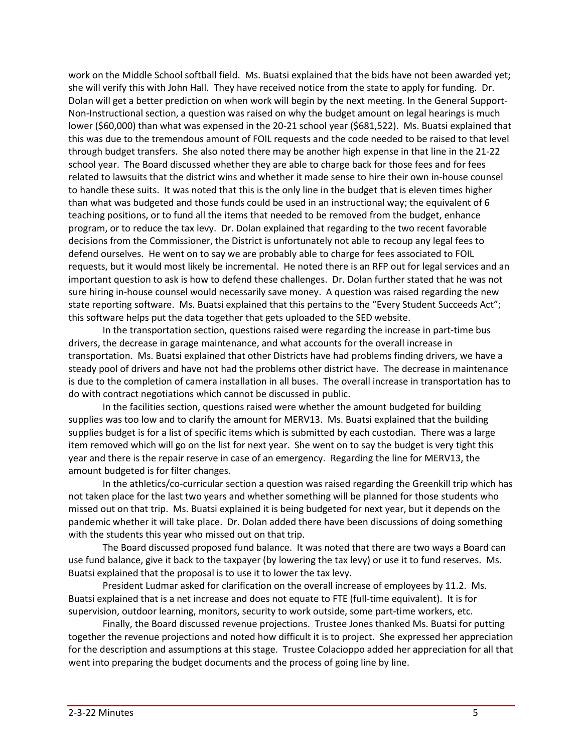work on the Middle School softball field. Ms. Buatsi explained that the bids have not been awarded yet; she will verify this with John Hall. They have received notice from the state to apply for funding. Dr. Dolan will get a better prediction on when work will begin by the next meeting. In the General Support-Non-Instructional section, a question was raised on why the budget amount on legal hearings is much lower ($60,000) than what was expensed in the 20-21 school year ($681,522). Ms. Buatsi explained that this was due to the tremendous amount of FOIL requests and the code needed to be raised to that level through budget transfers. She also noted there may be another high expense in that line in the 21-22 school year. The Board discussed whether they are able to charge back for those fees and for fees related to lawsuits that the district wins and whether it made sense to hire their own in-house counsel to handle these suits. It was noted that this is the only line in the budget that is eleven times higher than what was budgeted and those funds could be used in an instructional way; the equivalent of 6 teaching positions, or to fund all the items that needed to be removed from the budget, enhance program, or to reduce the tax levy. Dr. Dolan explained that regarding to the two recent favorable decisions from the Commissioner, the District is unfortunately not able to recoup any legal fees to defend ourselves. He went on to say we are probably able to charge for fees associated to FOIL requests, but it would most likely be incremental. He noted there is an RFP out for legal services and an important question to ask is how to defend these challenges. Dr. Dolan further stated that he was not sure hiring in-house counsel would necessarily save money. A question was raised regarding the new state reporting software. Ms. Buatsi explained that this pertains to the "Every Student Succeeds Act"; this software helps put the data together that gets uploaded to the SED website.

In the transportation section, questions raised were regarding the increase in part-time bus drivers, the decrease in garage maintenance, and what accounts for the overall increase in transportation. Ms. Buatsi explained that other Districts have had problems finding drivers, we have a steady pool of drivers and have not had the problems other district have. The decrease in maintenance is due to the completion of camera installation in all buses. The overall increase in transportation has to do with contract negotiations which cannot be discussed in public.

In the facilities section, questions raised were whether the amount budgeted for building supplies was too low and to clarify the amount for MERV13. Ms. Buatsi explained that the building supplies budget is for a list of specific items which is submitted by each custodian. There was a large item removed which will go on the list for next year. She went on to say the budget is very tight this year and there is the repair reserve in case of an emergency. Regarding the line for MERV13, the amount budgeted is for filter changes.

In the athletics/co-curricular section a question was raised regarding the Greenkill trip which has not taken place for the last two years and whether something will be planned for those students who missed out on that trip. Ms. Buatsi explained it is being budgeted for next year, but it depends on the pandemic whether it will take place. Dr. Dolan added there have been discussions of doing something with the students this year who missed out on that trip.

The Board discussed proposed fund balance. It was noted that there are two ways a Board can use fund balance, give it back to the taxpayer (by lowering the tax levy) or use it to fund reserves. Ms. Buatsi explained that the proposal is to use it to lower the tax levy.

President Ludmar asked for clarification on the overall increase of employees by 11.2. Ms. Buatsi explained that is a net increase and does not equate to FTE (full-time equivalent). It is for supervision, outdoor learning, monitors, security to work outside, some part-time workers, etc.

Finally, the Board discussed revenue projections. Trustee Jones thanked Ms. Buatsi for putting together the revenue projections and noted how difficult it is to project. She expressed her appreciation for the description and assumptions at this stage. Trustee Colacioppo added her appreciation for all that went into preparing the budget documents and the process of going line by line.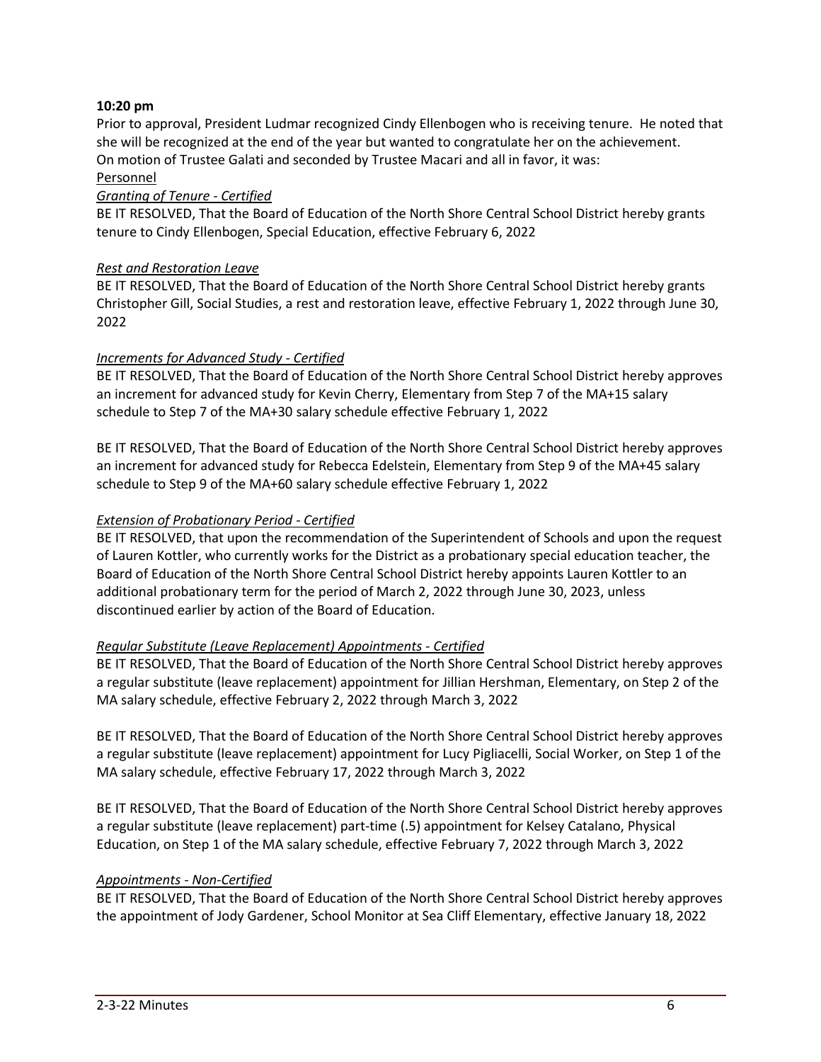**10:20 pm**

Prior to approval, President Ludmar recognized Cindy Ellenbogen who is receiving tenure. He noted that she will be recognized at the end of the year but wanted to congratulate her on the achievement.

On motion of Trustee Galati and seconded by Trustee Macari and all in favor, it was:

Personnel

*Granting of Tenure - Certified*

BE IT RESOLVED, That the Board of Education of the North Shore Central School District hereby grants tenure to Cindy Ellenbogen, Special Education, effective February 6, 2022

*Rest and Restoration Leave*

BE IT RESOLVED, That the Board of Education of the North Shore Central School District hereby grants Christopher Gill, Social Studies, a rest and restoration leave, effective February 1, 2022 through June 30, 2022

*Increments for Advanced Study - Certified*

BE IT RESOLVED, That the Board of Education of the North Shore Central School District hereby approves an increment for advanced study for Kevin Cherry, Elementary from Step 7 of the MA+15 salary schedule to Step 7 of the MA+30 salary schedule effective February 1, 2022

BE IT RESOLVED, That the Board of Education of the North Shore Central School District hereby approves an increment for advanced study for Rebecca Edelstein, Elementary from Step 9 of the MA+45 salary schedule to Step 9 of the MA+60 salary schedule effective February 1, 2022

*Extension of Probationary Period - Certified*

BE IT RESOLVED, that upon the recommendation of the Superintendent of Schools and upon the request of Lauren Kottler, who currently works for the District as a probationary special education teacher, the Board of Education of the North Shore Central School District hereby appoints Lauren Kottler to an additional probationary term for the period of March 2, 2022 through June 30, 2023, unless discontinued earlier by action of the Board of Education.

*Regular Substitute (Leave Replacement) Appointments - Certified*

BE IT RESOLVED, That the Board of Education of the North Shore Central School District hereby approves a regular substitute (leave replacement) appointment for Jillian Hershman, Elementary, on Step 2 of the MA salary schedule, effective February 2, 2022 through March 3, 2022

BE IT RESOLVED, That the Board of Education of the North Shore Central School District hereby approves a regular substitute (leave replacement) appointment for Lucy Pigliacelli, Social Worker, on Step 1 of the MA salary schedule, effective February 17, 2022 through March 3, 2022

BE IT RESOLVED, That the Board of Education of the North Shore Central School District hereby approves a regular substitute (leave replacement) part-time (.5) appointment for Kelsey Catalano, Physical Education, on Step 1 of the MA salary schedule, effective February 7, 2022 through March 3, 2022

*Appointments - Non-Certified*

BE IT RESOLVED, That the Board of Education of the North Shore Central School District hereby approves the appointment of Jody Gardener, School Monitor at Sea Cliff Elementary, effective January 18, 2022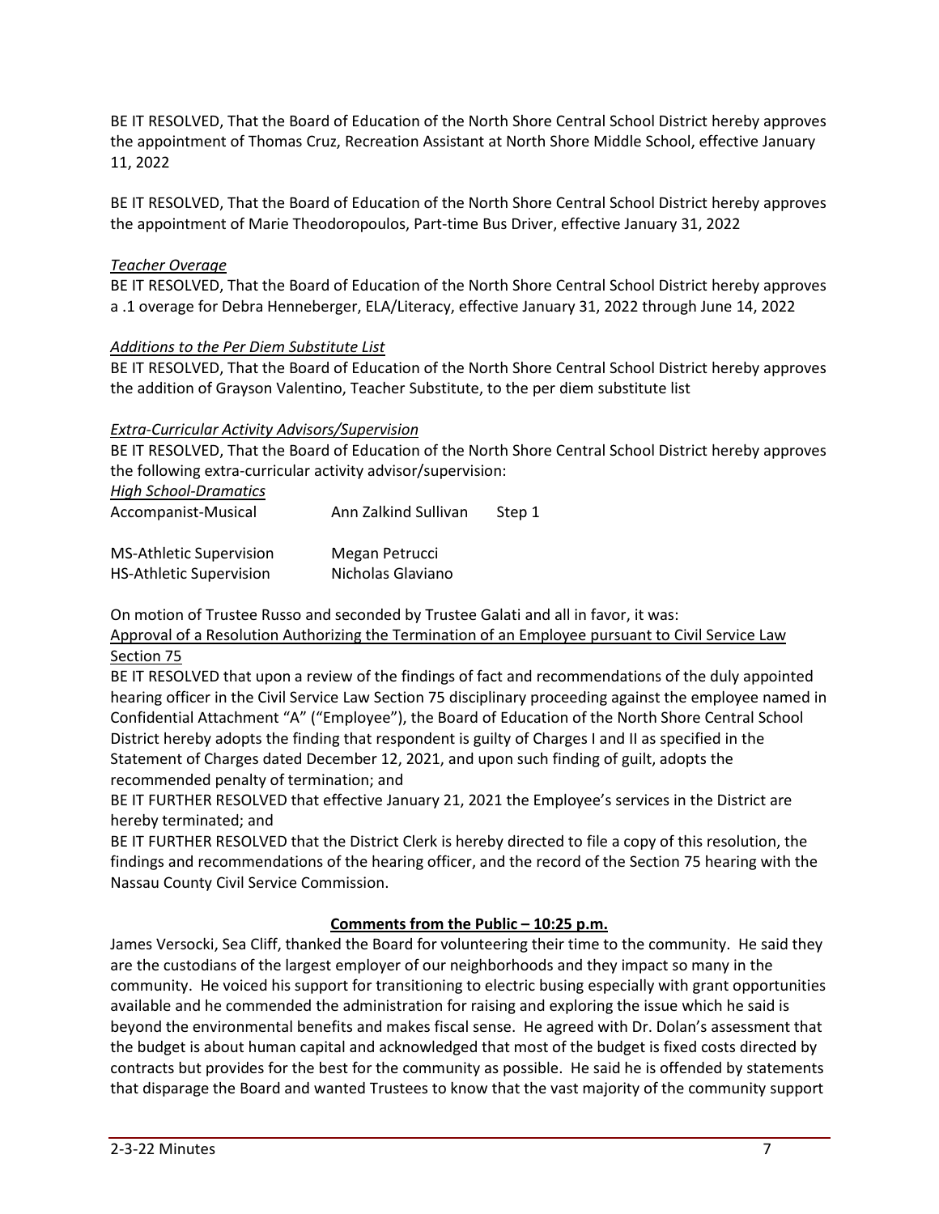BE IT RESOLVED, That the Board of Education of the North Shore Central School District hereby approves the appointment of Thomas Cruz, Recreation Assistant at North Shore Middle School, effective January 11, 2022

BE IT RESOLVED, That the Board of Education of the North Shore Central School District hereby approves the appointment of Marie Theodoropoulos, Part-time Bus Driver, effective January 31, 2022

*Teacher Overage*

BE IT RESOLVED, That the Board of Education of the North Shore Central School District hereby approves a .1 overage for Debra Henneberger, ELA/Literacy, effective January 31, 2022 through June 14, 2022

*Additions to the Per Diem Substitute List*

BE IT RESOLVED, That the Board of Education of the North Shore Central School District hereby approves the addition of Grayson Valentino, Teacher Substitute, to the per diem substitute list

*Extra-Curricular Activity Advisors/Supervision*

BE IT RESOLVED, That the Board of Education of the North Shore Central School District hereby approves the following extra-curricular activity advisor/supervision:

*High School-Dramatics*

| | | |
|---|---|---|
| Accompanist-Musical | Ann Zalkind Sullivan | Step 1 |
| | | |
| MS-Athletic Supervision | Megan Petrucci | |
| HS-Athletic Supervision | Nicholas Glaviano | |

On motion of Trustee Russo and seconded by Trustee Galati and all in favor, it was:

Approval of a Resolution Authorizing the Termination of an Employee pursuant to Civil Service Law Section 75

BE IT RESOLVED that upon a review of the findings of fact and recommendations of the duly appointed hearing officer in the Civil Service Law Section 75 disciplinary proceeding against the employee named in Confidential Attachment "A" ("Employee"), the Board of Education of the North Shore Central School District hereby adopts the finding that respondent is guilty of Charges I and II as specified in the Statement of Charges dated December 12, 2021, and upon such finding of guilt, adopts the recommended penalty of termination; and

BE IT FURTHER RESOLVED that effective January 21, 2021 the Employee's services in the District are hereby terminated; and

BE IT FURTHER RESOLVED that the District Clerk is hereby directed to file a copy of this resolution, the findings and recommendations of the hearing officer, and the record of the Section 75 hearing with the Nassau County Civil Service Commission.

**Comments from the Public – 10:25 p.m.**

James Versocki, Sea Cliff, thanked the Board for volunteering their time to the community. He said they are the custodians of the largest employer of our neighborhoods and they impact so many in the community. He voiced his support for transitioning to electric busing especially with grant opportunities available and he commended the administration for raising and exploring the issue which he said is beyond the environmental benefits and makes fiscal sense. He agreed with Dr. Dolan's assessment that the budget is about human capital and acknowledged that most of the budget is fixed costs directed by contracts but provides for the best for the community as possible. He said he is offended by statements that disparage the Board and wanted Trustees to know that the vast majority of the community support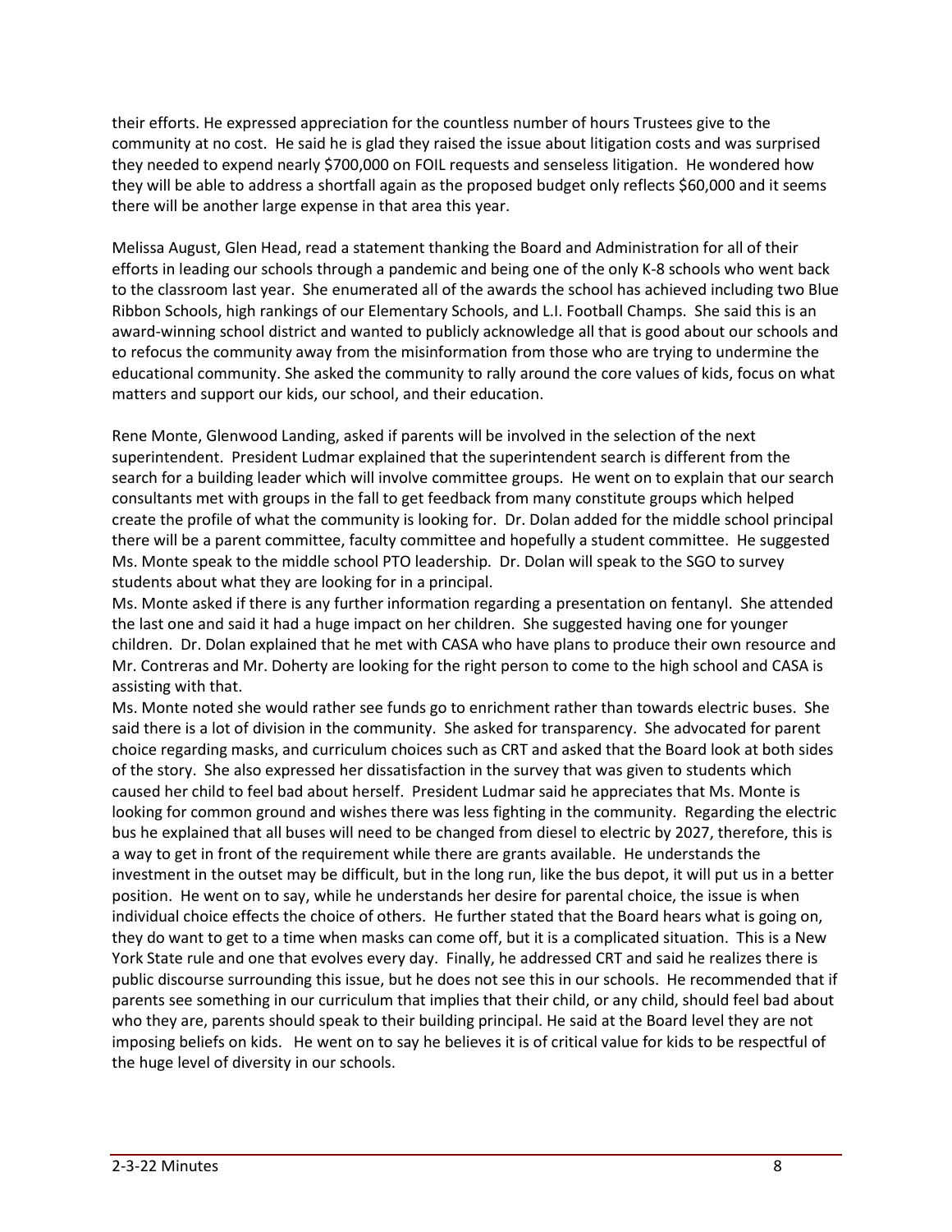their efforts. He expressed appreciation for the countless number of hours Trustees give to the community at no cost. He said he is glad they raised the issue about litigation costs and was surprised they needed to expend nearly $700,000 on FOIL requests and senseless litigation. He wondered how they will be able to address a shortfall again as the proposed budget only reflects $60,000 and it seems there will be another large expense in that area this year.

Melissa August, Glen Head, read a statement thanking the Board and Administration for all of their efforts in leading our schools through a pandemic and being one of the only K-8 schools who went back to the classroom last year. She enumerated all of the awards the school has achieved including two Blue Ribbon Schools, high rankings of our Elementary Schools, and L.I. Football Champs. She said this is an award-winning school district and wanted to publicly acknowledge all that is good about our schools and to refocus the community away from the misinformation from those who are trying to undermine the educational community. She asked the community to rally around the core values of kids, focus on what matters and support our kids, our school, and their education.

Rene Monte, Glenwood Landing, asked if parents will be involved in the selection of the next superintendent. President Ludmar explained that the superintendent search is different from the search for a building leader which will involve committee groups. He went on to explain that our search consultants met with groups in the fall to get feedback from many constitute groups which helped create the profile of what the community is looking for. Dr. Dolan added for the middle school principal there will be a parent committee, faculty committee and hopefully a student committee. He suggested Ms. Monte speak to the middle school PTO leadership. Dr. Dolan will speak to the SGO to survey students about what they are looking for in a principal.

Ms. Monte asked if there is any further information regarding a presentation on fentanyl. She attended the last one and said it had a huge impact on her children. She suggested having one for younger children. Dr. Dolan explained that he met with CASA who have plans to produce their own resource and Mr. Contreras and Mr. Doherty are looking for the right person to come to the high school and CASA is assisting with that.

Ms. Monte noted she would rather see funds go to enrichment rather than towards electric buses. She said there is a lot of division in the community. She asked for transparency. She advocated for parent choice regarding masks, and curriculum choices such as CRT and asked that the Board look at both sides of the story. She also expressed her dissatisfaction in the survey that was given to students which caused her child to feel bad about herself. President Ludmar said he appreciates that Ms. Monte is looking for common ground and wishes there was less fighting in the community. Regarding the electric bus he explained that all buses will need to be changed from diesel to electric by 2027, therefore, this is a way to get in front of the requirement while there are grants available. He understands the investment in the outset may be difficult, but in the long run, like the bus depot, it will put us in a better position. He went on to say, while he understands her desire for parental choice, the issue is when individual choice effects the choice of others. He further stated that the Board hears what is going on, they do want to get to a time when masks can come off, but it is a complicated situation. This is a New York State rule and one that evolves every day. Finally, he addressed CRT and said he realizes there is public discourse surrounding this issue, but he does not see this in our schools. He recommended that if parents see something in our curriculum that implies that their child, or any child, should feel bad about who they are, parents should speak to their building principal. He said at the Board level they are not imposing beliefs on kids. He went on to say he believes it is of critical value for kids to be respectful of the huge level of diversity in our schools.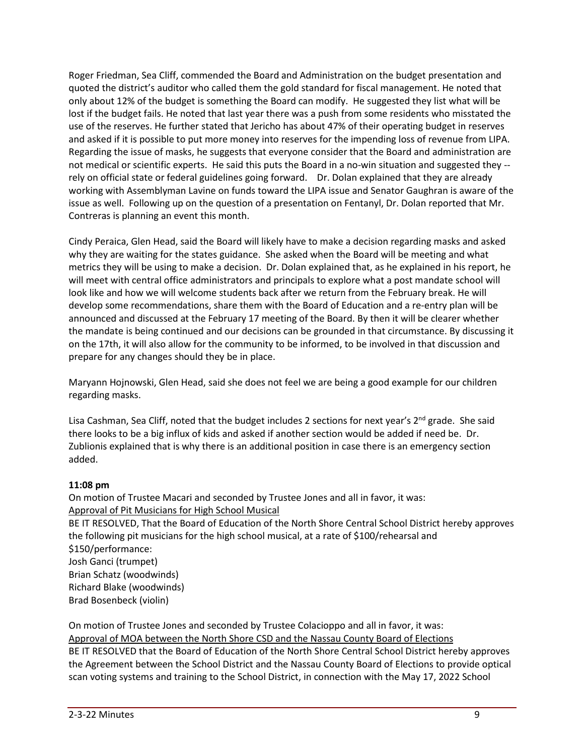Roger Friedman, Sea Cliff, commended the Board and Administration on the budget presentation and quoted the district's auditor who called them the gold standard for fiscal management. He noted that only about 12% of the budget is something the Board can modify. He suggested they list what will be lost if the budget fails. He noted that last year there was a push from some residents who misstated the use of the reserves. He further stated that Jericho has about 47% of their operating budget in reserves and asked if it is possible to put more money into reserves for the impending loss of revenue from LIPA. Regarding the issue of masks, he suggests that everyone consider that the Board and administration are not medical or scientific experts. He said this puts the Board in a no-win situation and suggested they -- rely on official state or federal guidelines going forward. Dr. Dolan explained that they are already working with Assemblyman Lavine on funds toward the LIPA issue and Senator Gaughran is aware of the issue as well. Following up on the question of a presentation on Fentanyl, Dr. Dolan reported that Mr. Contreras is planning an event this month.

Cindy Peraica, Glen Head, said the Board will likely have to make a decision regarding masks and asked why they are waiting for the states guidance. She asked when the Board will be meeting and what metrics they will be using to make a decision. Dr. Dolan explained that, as he explained in his report, he will meet with central office administrators and principals to explore what a post mandate school will look like and how we will welcome students back after we return from the February break. He will develop some recommendations, share them with the Board of Education and a re-entry plan will be announced and discussed at the February 17 meeting of the Board. By then it will be clearer whether the mandate is being continued and our decisions can be grounded in that circumstance. By discussing it on the 17th, it will also allow for the community to be informed, to be involved in that discussion and prepare for any changes should they be in place.

Maryann Hojnowski, Glen Head, said she does not feel we are being a good example for our children regarding masks.

Lisa Cashman, Sea Cliff, noted that the budget includes 2 sections for next year's 2nd grade. She said there looks to be a big influx of kids and asked if another section would be added if need be. Dr. Zublionis explained that is why there is an additional position in case there is an emergency section added.

**11:08 pm**

On motion of Trustee Macari and seconded by Trustee Jones and all in favor, it was:

Approval of Pit Musicians for High School Musical

BE IT RESOLVED, That the Board of Education of the North Shore Central School District hereby approves the following pit musicians for the high school musical, at a rate of $100/rehearsal and $150/performance:

Josh Ganci (trumpet)
Brian Schatz (woodwinds)
Richard Blake (woodwinds)
Brad Bosenbeck (violin)

On motion of Trustee Jones and seconded by Trustee Colacioppo and all in favor, it was:

Approval of MOA between the North Shore CSD and the Nassau County Board of Elections

BE IT RESOLVED that the Board of Education of the North Shore Central School District hereby approves the Agreement between the School District and the Nassau County Board of Elections to provide optical scan voting systems and training to the School District, in connection with the May 17, 2022 School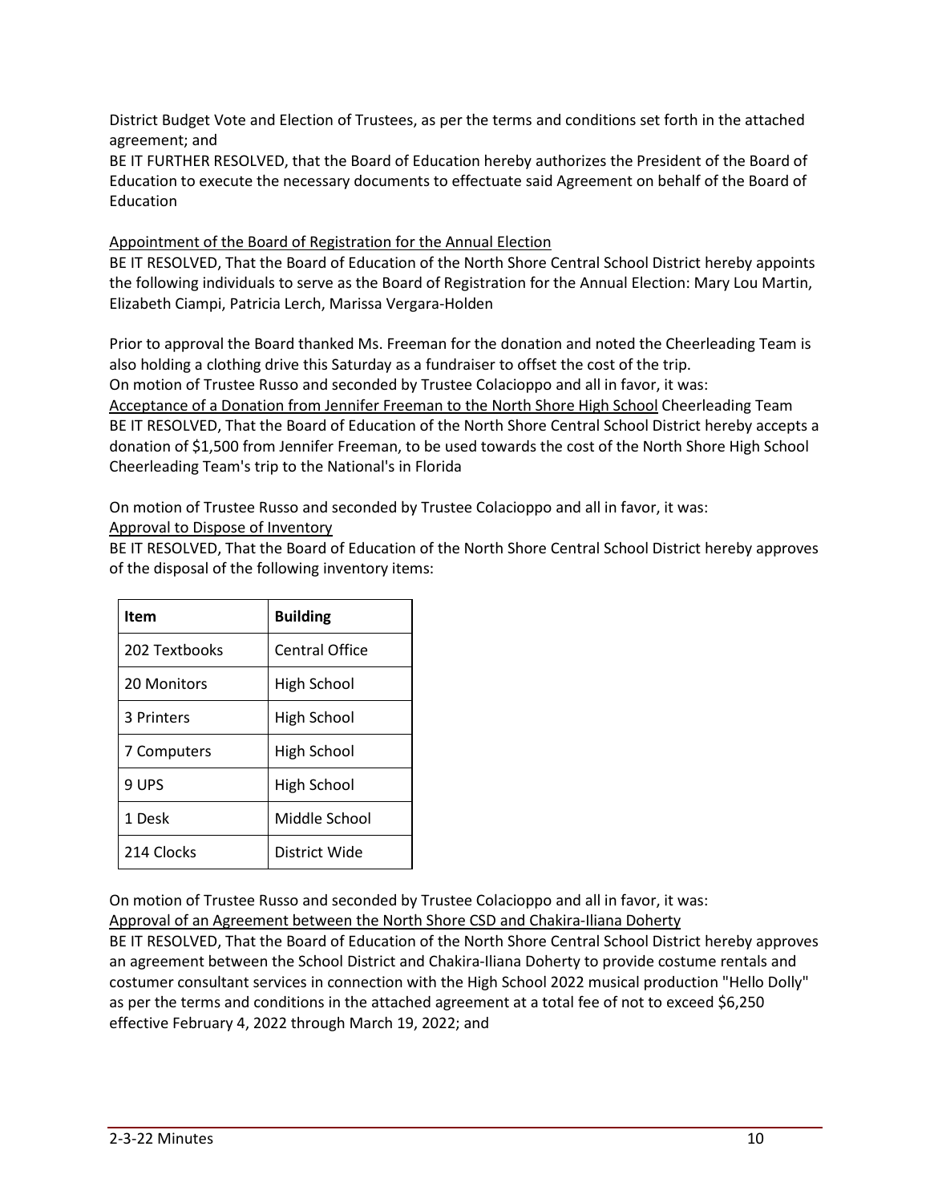District Budget Vote and Election of Trustees, as per the terms and conditions set forth in the attached agreement; and

BE IT FURTHER RESOLVED, that the Board of Education hereby authorizes the President of the Board of Education to execute the necessary documents to effectuate said Agreement on behalf of the Board of Education

Appointment of the Board of Registration for the Annual Election

BE IT RESOLVED, That the Board of Education of the North Shore Central School District hereby appoints the following individuals to serve as the Board of Registration for the Annual Election: Mary Lou Martin, Elizabeth Ciampi, Patricia Lerch, Marissa Vergara-Holden

Prior to approval the Board thanked Ms. Freeman for the donation and noted the Cheerleading Team is also holding a clothing drive this Saturday as a fundraiser to offset the cost of the trip.

On motion of Trustee Russo and seconded by Trustee Colacioppo and all in favor, it was:

Acceptance of a Donation from Jennifer Freeman to the North Shore High School Cheerleading Team

BE IT RESOLVED, That the Board of Education of the North Shore Central School District hereby accepts a donation of $1,500 from Jennifer Freeman, to be used towards the cost of the North Shore High School Cheerleading Team's trip to the National's in Florida

On motion of Trustee Russo and seconded by Trustee Colacioppo and all in favor, it was:

Approval to Dispose of Inventory

BE IT RESOLVED, That the Board of Education of the North Shore Central School District hereby approves of the disposal of the following inventory items:

| Item | Building |
|---|---|
| 202 Textbooks | Central Office |
| 20 Monitors | High School |
| 3 Printers | High School |
| 7 Computers | High School |
| 9 UPS | High School |
| 1 Desk | Middle School |
| 214 Clocks | District Wide |

On motion of Trustee Russo and seconded by Trustee Colacioppo and all in favor, it was:

Approval of an Agreement between the North Shore CSD and Chakira-Iliana Doherty

BE IT RESOLVED, That the Board of Education of the North Shore Central School District hereby approves an agreement between the School District and Chakira-Iliana Doherty to provide costume rentals and costumer consultant services in connection with the High School 2022 musical production "Hello Dolly" as per the terms and conditions in the attached agreement at a total fee of not to exceed $6,250 effective February 4, 2022 through March 19, 2022; and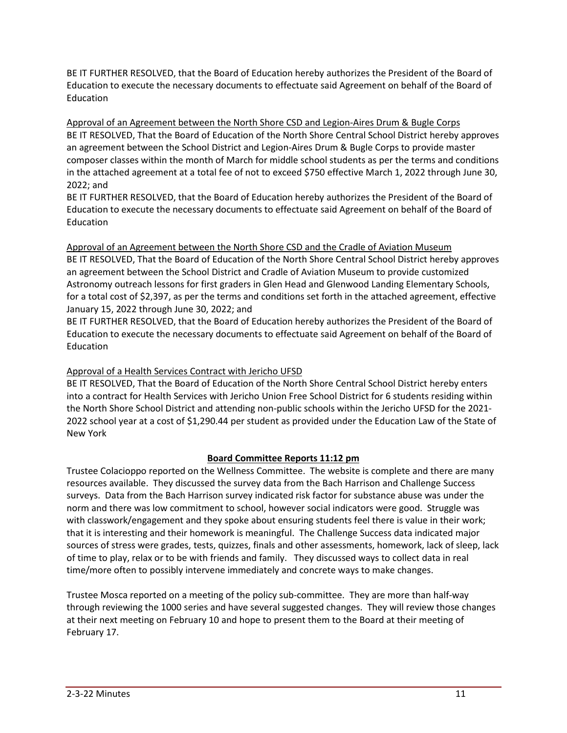BE IT FURTHER RESOLVED, that the Board of Education hereby authorizes the President of the Board of Education to execute the necessary documents to effectuate said Agreement on behalf of the Board of Education

<u>Approval of an Agreement between the North Shore CSD and Legion-Aires Drum & Bugle Corps</u>

BE IT RESOLVED, That the Board of Education of the North Shore Central School District hereby approves an agreement between the School District and Legion-Aires Drum & Bugle Corps to provide master composer classes within the month of March for middle school students as per the terms and conditions in the attached agreement at a total fee of not to exceed $750 effective March 1, 2022 through June 30, 2022; and

BE IT FURTHER RESOLVED, that the Board of Education hereby authorizes the President of the Board of Education to execute the necessary documents to effectuate said Agreement on behalf of the Board of Education

<u>Approval of an Agreement between the North Shore CSD and the Cradle of Aviation Museum</u>

BE IT RESOLVED, That the Board of Education of the North Shore Central School District hereby approves an agreement between the School District and Cradle of Aviation Museum to provide customized Astronomy outreach lessons for first graders in Glen Head and Glenwood Landing Elementary Schools, for a total cost of $2,397, as per the terms and conditions set forth in the attached agreement, effective January 15, 2022 through June 30, 2022; and

BE IT FURTHER RESOLVED, that the Board of Education hereby authorizes the President of the Board of Education to execute the necessary documents to effectuate said Agreement on behalf of the Board of Education

<u>Approval of a Health Services Contract with Jericho UFSD</u>

BE IT RESOLVED, That the Board of Education of the North Shore Central School District hereby enters into a contract for Health Services with Jericho Union Free School District for 6 students residing within the North Shore School District and attending non-public schools within the Jericho UFSD for the 2021-2022 school year at a cost of $1,290.44 per student as provided under the Education Law of the State of New York

## Board Committee Reports 11:12 pm

Trustee Colacioppo reported on the Wellness Committee. The website is complete and there are many resources available. They discussed the survey data from the Bach Harrison and Challenge Success surveys. Data from the Bach Harrison survey indicated risk factor for substance abuse was under the norm and there was low commitment to school, however social indicators were good. Struggle was with classwork/engagement and they spoke about ensuring students feel there is value in their work; that it is interesting and their homework is meaningful. The Challenge Success data indicated major sources of stress were grades, tests, quizzes, finals and other assessments, homework, lack of sleep, lack of time to play, relax or to be with friends and family. They discussed ways to collect data in real time/more often to possibly intervene immediately and concrete ways to make changes.

Trustee Mosca reported on a meeting of the policy sub-committee. They are more than half-way through reviewing the 1000 series and have several suggested changes. They will review those changes at their next meeting on February 10 and hope to present them to the Board at their meeting of February 17.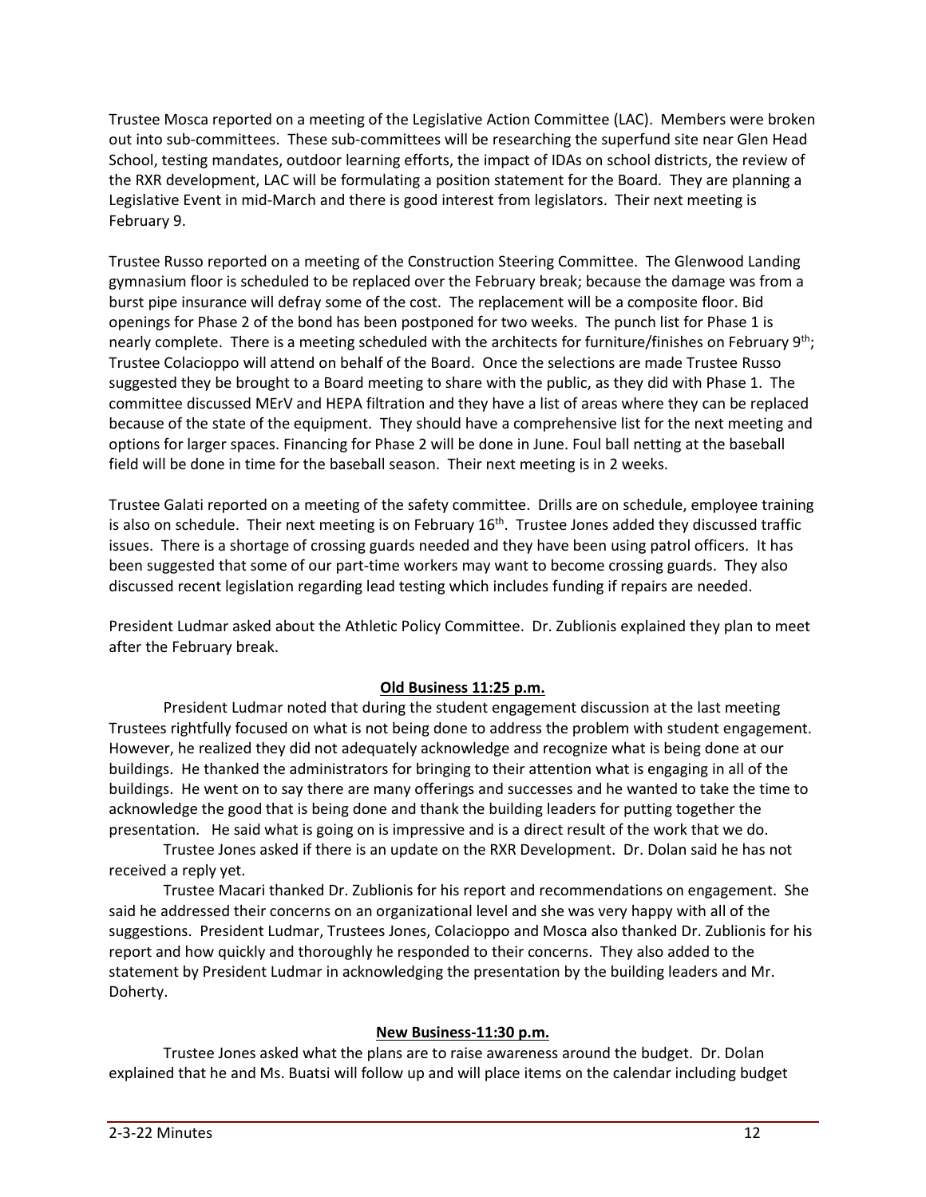Trustee Mosca reported on a meeting of the Legislative Action Committee (LAC). Members were broken out into sub-committees. These sub-committees will be researching the superfund site near Glen Head School, testing mandates, outdoor learning efforts, the impact of IDAs on school districts, the review of the RXR development, LAC will be formulating a position statement for the Board. They are planning a Legislative Event in mid-March and there is good interest from legislators. Their next meeting is February 9.

Trustee Russo reported on a meeting of the Construction Steering Committee. The Glenwood Landing gymnasium floor is scheduled to be replaced over the February break; because the damage was from a burst pipe insurance will defray some of the cost. The replacement will be a composite floor. Bid openings for Phase 2 of the bond has been postponed for two weeks. The punch list for Phase 1 is nearly complete. There is a meeting scheduled with the architects for furniture/finishes on February 9th; Trustee Colacioppo will attend on behalf of the Board. Once the selections are made Trustee Russo suggested they be brought to a Board meeting to share with the public, as they did with Phase 1. The committee discussed MErV and HEPA filtration and they have a list of areas where they can be replaced because of the state of the equipment. They should have a comprehensive list for the next meeting and options for larger spaces. Financing for Phase 2 will be done in June. Foul ball netting at the baseball field will be done in time for the baseball season. Their next meeting is in 2 weeks.

Trustee Galati reported on a meeting of the safety committee. Drills are on schedule, employee training is also on schedule. Their next meeting is on February 16th. Trustee Jones added they discussed traffic issues. There is a shortage of crossing guards needed and they have been using patrol officers. It has been suggested that some of our part-time workers may want to become crossing guards. They also discussed recent legislation regarding lead testing which includes funding if repairs are needed.

President Ludmar asked about the Athletic Policy Committee. Dr. Zublionis explained they plan to meet after the February break.

**Old Business 11:25 p.m.**

President Ludmar noted that during the student engagement discussion at the last meeting Trustees rightfully focused on what is not being done to address the problem with student engagement. However, he realized they did not adequately acknowledge and recognize what is being done at our buildings. He thanked the administrators for bringing to their attention what is engaging in all of the buildings. He went on to say there are many offerings and successes and he wanted to take the time to acknowledge the good that is being done and thank the building leaders for putting together the presentation. He said what is going on is impressive and is a direct result of the work that we do.

Trustee Jones asked if there is an update on the RXR Development. Dr. Dolan said he has not received a reply yet.

Trustee Macari thanked Dr. Zublionis for his report and recommendations on engagement. She said he addressed their concerns on an organizational level and she was very happy with all of the suggestions. President Ludmar, Trustees Jones, Colacioppo and Mosca also thanked Dr. Zublionis for his report and how quickly and thoroughly he responded to their concerns. They also added to the statement by President Ludmar in acknowledging the presentation by the building leaders and Mr. Doherty.

**New Business-11:30 p.m.**

Trustee Jones asked what the plans are to raise awareness around the budget. Dr. Dolan explained that he and Ms. Buatsi will follow up and will place items on the calendar including budget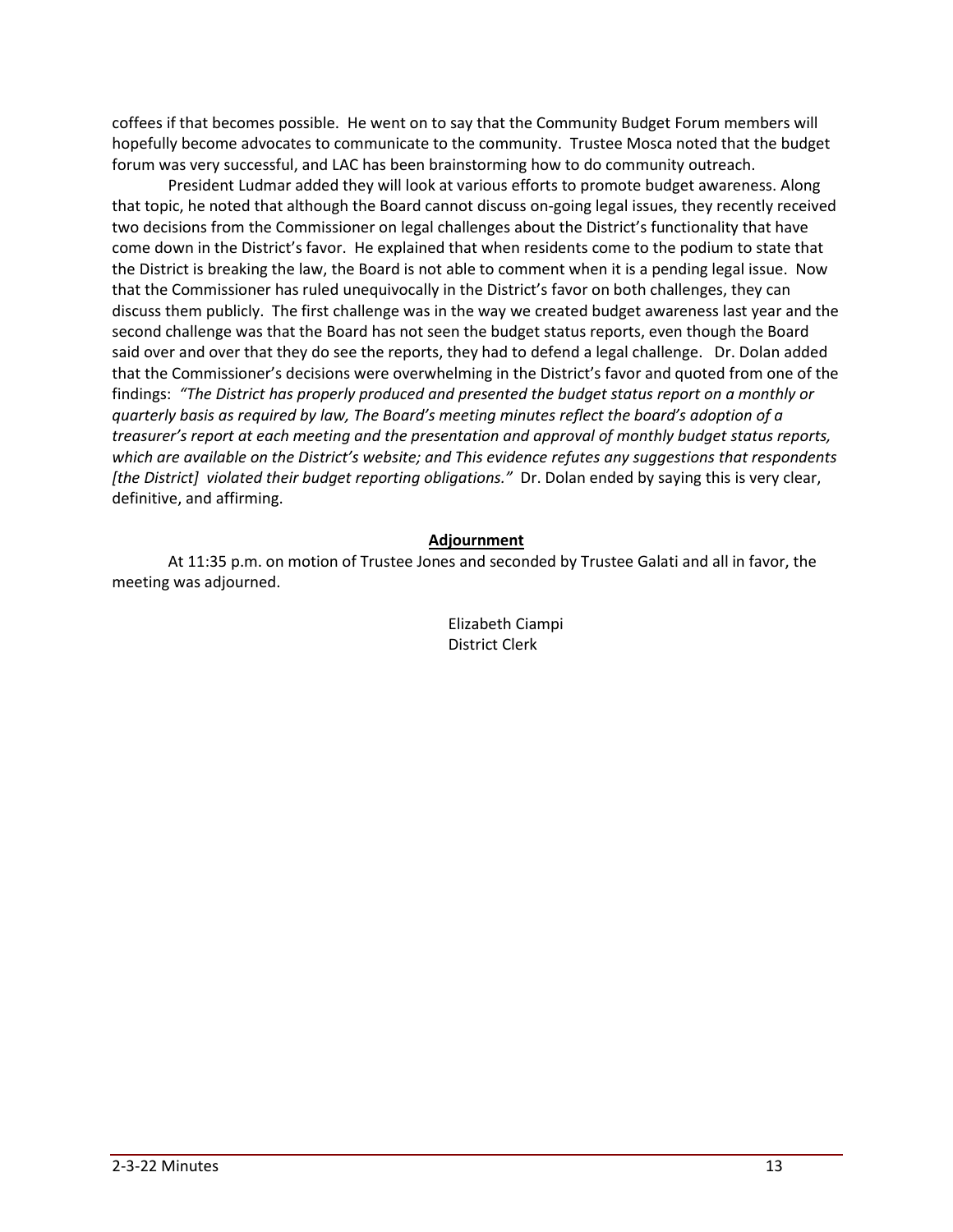coffees if that becomes possible. He went on to say that the Community Budget Forum members will hopefully become advocates to communicate to the community. Trustee Mosca noted that the budget forum was very successful, and LAC has been brainstorming how to do community outreach.

President Ludmar added they will look at various efforts to promote budget awareness. Along that topic, he noted that although the Board cannot discuss on-going legal issues, they recently received two decisions from the Commissioner on legal challenges about the District's functionality that have come down in the District's favor. He explained that when residents come to the podium to state that the District is breaking the law, the Board is not able to comment when it is a pending legal issue. Now that the Commissioner has ruled unequivocally in the District's favor on both challenges, they can discuss them publicly. The first challenge was in the way we created budget awareness last year and the second challenge was that the Board has not seen the budget status reports, even though the Board said over and over that they do see the reports, they had to defend a legal challenge. Dr. Dolan added that the Commissioner's decisions were overwhelming in the District's favor and quoted from one of the findings: *"The District has properly produced and presented the budget status report on a monthly or quarterly basis as required by law, The Board's meeting minutes reflect the board's adoption of a treasurer's report at each meeting and the presentation and approval of monthly budget status reports, which are available on the District's website; and This evidence refutes any suggestions that respondents [the District] violated their budget reporting obligations."* Dr. Dolan ended by saying this is very clear, definitive, and affirming.

**Adjournment**

At 11:35 p.m. on motion of Trustee Jones and seconded by Trustee Galati and all in favor, the meeting was adjourned.

Elizabeth Ciampi
District Clerk